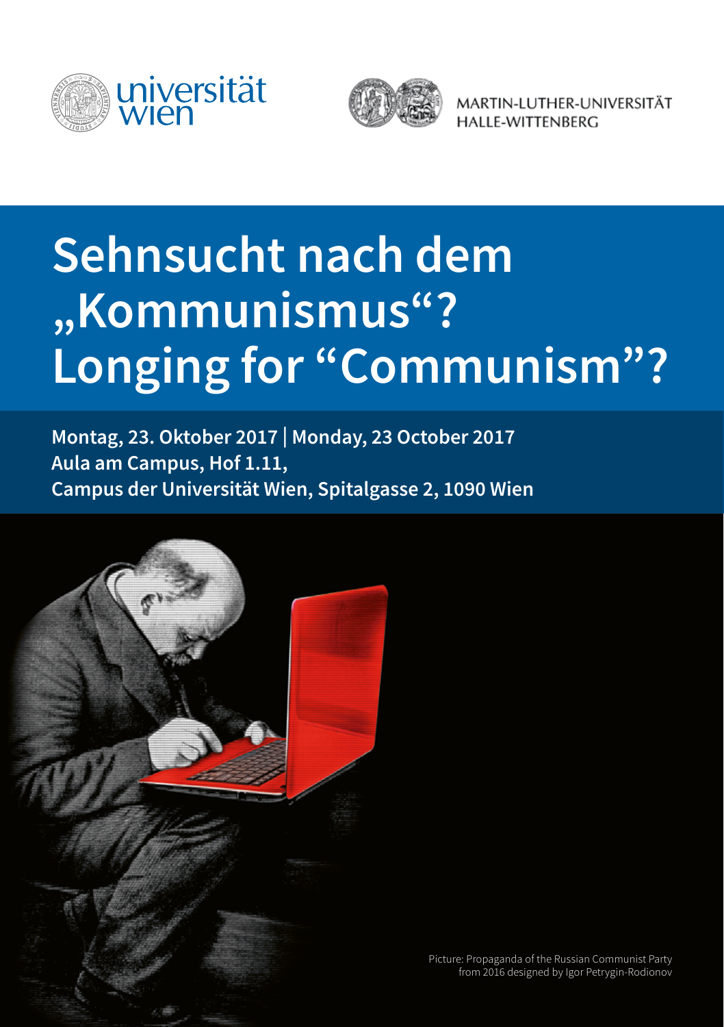universität wien

MARTIN-LUTHER-UNIVERSITÄT HALLE-WITTENBERG

# Sehnsucht nach dem „Kommunismus“? Longing for “Communism”?

**Montag, 23. Oktober 2017 | Monday, 23 October 2017**
**Aula am Campus, Hof 1.11,**
**Campus der Universität Wien, Spitalgasse 2, 1090 Wien**

Picture: Propaganda of the Russian Communist Party from 2016 designed by Igor Petrygin-Rodionov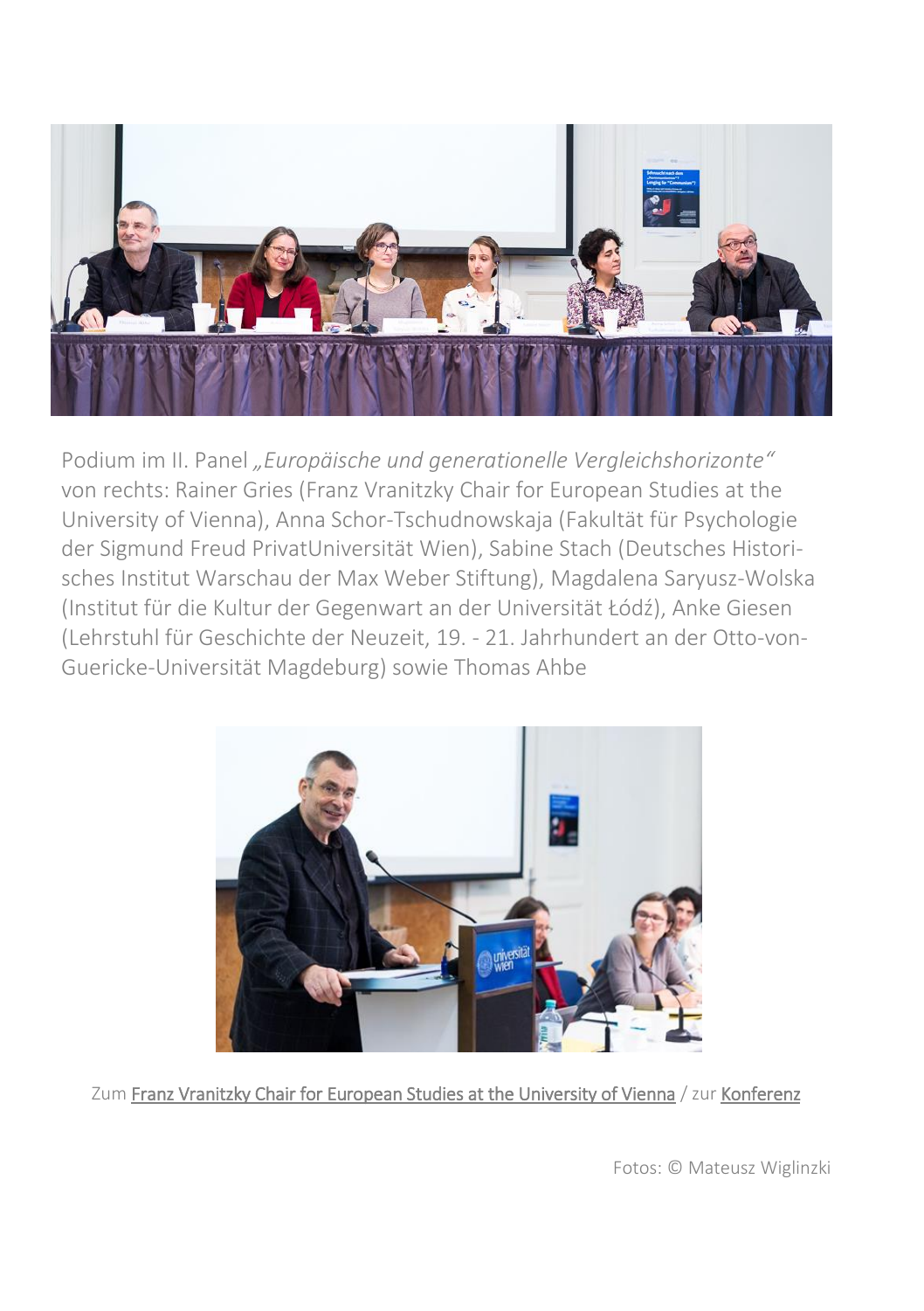Podium im II. Panel *„Europäische und generationelle Vergleichshorizonte"* von rechts: Rainer Gries (Franz Vranitzky Chair for European Studies at the University of Vienna), Anna Schor-Tschudnowskaja (Fakultät für Psychologie der Sigmund Freud PrivatUniversität Wien), Sabine Stach (Deutsches Historisches Institut Warschau der Max Weber Stiftung), Magdalena Saryusz-Wolska (Institut für die Kultur der Gegenwart an der Universität Łódź), Anke Giesen (Lehrstuhl für Geschichte der Neuzeit, 19. - 21. Jahrhundert an der Otto-von-Guericke-Universität Magdeburg) sowie Thomas Ahbe

Zum Franz Vranitzky Chair for European Studies at the University of Vienna / zur Konferenz

Fotos: © Mateusz Wiglinzki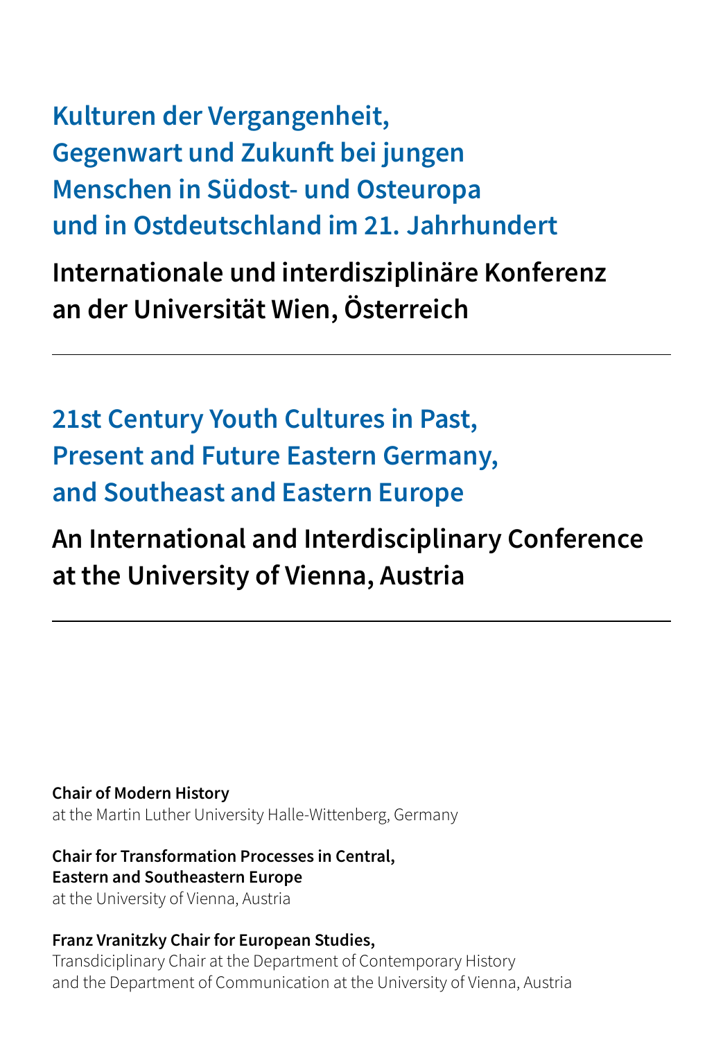# Kulturen der Vergangenheit, Gegenwart und Zukunft bei jungen Menschen in Südost- und Osteuropa und in Ostdeutschland im 21. Jahrhundert

## Internationale und interdisziplinäre Konferenz an der Universität Wien, Österreich

---

# 21st Century Youth Cultures in Past, Present and Future Eastern Germany, and Southeast and Eastern Europe

## An International and Interdisciplinary Conference at the University of Vienna, Austria

---

**Chair of Modern History**
at the Martin Luther University Halle-Wittenberg, Germany

**Chair for Transformation Processes in Central, Eastern and Southeastern Europe**
at the University of Vienna, Austria

**Franz Vranitzky Chair for European Studies,**
Transdisciplinary Chair at the Department of Contemporary History and the Department of Communication at the University of Vienna, Austria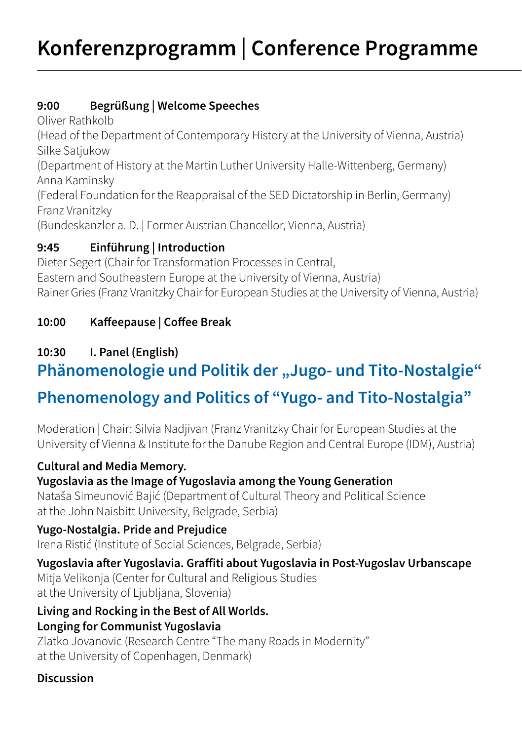# Konferenzprogramm | Conference Programme

**9:00 Begrüßung | Welcome Speeches**

Oliver Rathkolb
(Head of the Department of Contemporary History at the University of Vienna, Austria)
Silke Satjukow
(Department of History at the Martin Luther University Halle-Wittenberg, Germany)
Anna Kaminsky
(Federal Foundation for the Reappraisal of the SED Dictatorship in Berlin, Germany)
Franz Vranitzky
(Bundeskanzler a. D. | Former Austrian Chancellor, Vienna, Austria)

**9:45 Einführung | Introduction**

Dieter Segert (Chair for Transformation Processes in Central, Eastern and Southeastern Europe at the University of Vienna, Austria)
Rainer Gries (Franz Vranitzky Chair for European Studies at the University of Vienna, Austria)

**10:00 Kaffeepause | Coffee Break**

**10:30 I. Panel (English)**

## Phänomenologie und Politik der „Jugo- und Tito-Nostalgie“

## Phenomenology and Politics of “Yugo- and Tito-Nostalgia”

Moderation | Chair: Silvia Nadjivan (Franz Vranitzky Chair for European Studies at the University of Vienna & Institute for the Danube Region and Central Europe (IDM), Austria)

**Cultural and Media Memory.**
**Yugoslavia as the Image of Yugoslavia among the Young Generation**
Nataša Simeunović Bajić (Department of Cultural Theory and Political Science at the John Naisbitt University, Belgrade, Serbia)

**Yugo-Nostalgia. Pride and Prejudice**
Irena Ristić (Institute of Social Sciences, Belgrade, Serbia)

**Yugoslavia after Yugoslavia. Graffiti about Yugoslavia in Post-Yugoslav Urbanscape**
Mitja Velikonja (Center for Cultural and Religious Studies at the University of Ljubljana, Slovenia)

**Living and Rocking in the Best of All Worlds.**
**Longing for Communist Yugoslavia**
Zlatko Jovanovic (Research Centre “The many Roads in Modernity” at the University of Copenhagen, Denmark)

**Discussion**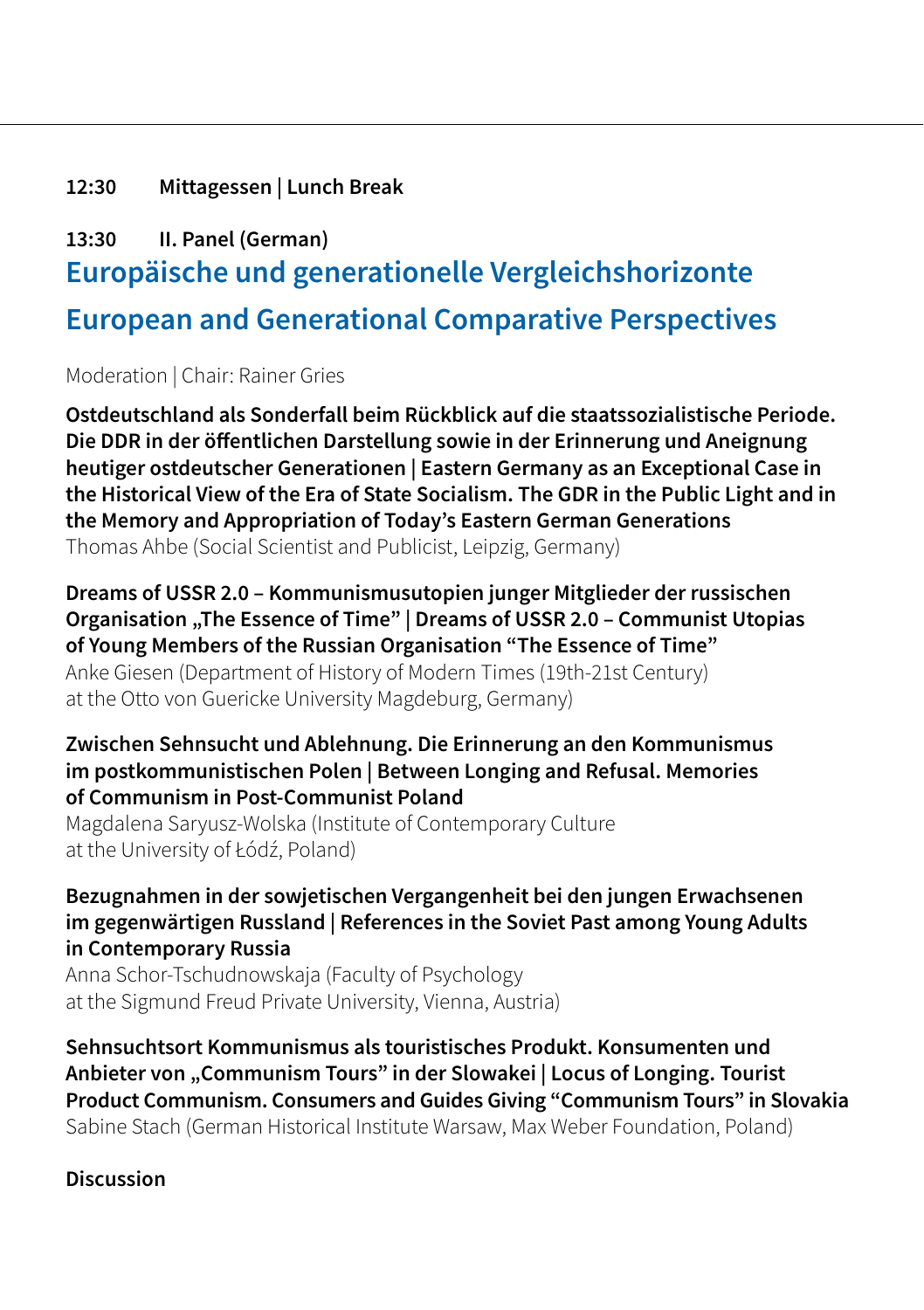**12:30 Mittagessen | Lunch Break**

**13:30 II. Panel (German)**

## Europäische und generationelle Vergleichshorizonte

## European and Generational Comparative Perspectives

Moderation | Chair: Rainer Gries

**Ostdeutschland als Sonderfall beim Rückblick auf die staatssozialistische Periode. Die DDR in der öffentlichen Darstellung sowie in der Erinnerung und Aneignung heutiger ostdeutscher Generationen | Eastern Germany as an Exceptional Case in the Historical View of the Era of State Socialism. The GDR in the Public Light and in the Memory and Appropriation of Today's Eastern German Generations**
Thomas Ahbe (Social Scientist and Publicist, Leipzig, Germany)

**Dreams of USSR 2.0 – Kommunismusutopien junger Mitglieder der russischen Organisation „The Essence of Time" | Dreams of USSR 2.0 – Communist Utopias of Young Members of the Russian Organisation "The Essence of Time"**
Anke Giesen (Department of History of Modern Times (19th-21st Century) at the Otto von Guericke University Magdeburg, Germany)

**Zwischen Sehnsucht und Ablehnung. Die Erinnerung an den Kommunismus im postkommunistischen Polen | Between Longing and Refusal. Memories of Communism in Post-Communist Poland**
Magdalena Saryusz-Wolska (Institute of Contemporary Culture at the University of Łódź, Poland)

**Bezugnahmen in der sowjetischen Vergangenheit bei den jungen Erwachsenen im gegenwärtigen Russland | References in the Soviet Past among Young Adults in Contemporary Russia**
Anna Schor-Tschudnowskaja (Faculty of Psychology at the Sigmund Freud Private University, Vienna, Austria)

**Sehnsuchtsort Kommunismus als touristisches Produkt. Konsumenten und Anbieter von „Communism Tours" in der Slowakei | Locus of Longing. Tourist Product Communism. Consumers and Guides Giving "Communism Tours" in Slovakia**
Sabine Stach (German Historical Institute Warsaw, Max Weber Foundation, Poland)

**Discussion**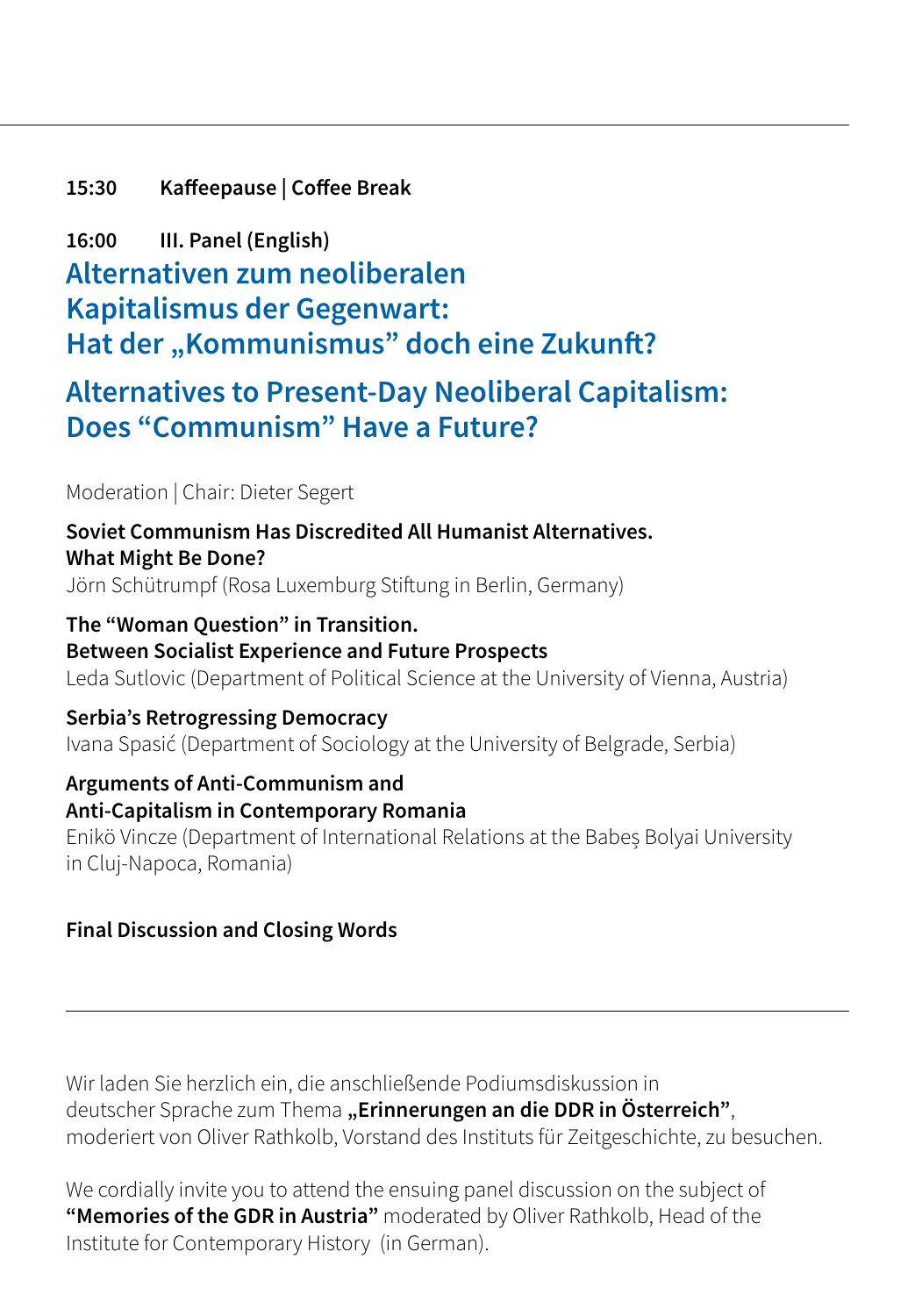**15:30 Kaffeepause | Coffee Break**

**16:00 III. Panel (English)**

## Alternativen zum neoliberalen Kapitalismus der Gegenwart: Hat der „Kommunismus" doch eine Zukunft?

## Alternatives to Present-Day Neoliberal Capitalism: Does "Communism" Have a Future?

Moderation | Chair: Dieter Segert

**Soviet Communism Has Discredited All Humanist Alternatives. What Might Be Done?**
Jörn Schütrumpf (Rosa Luxemburg Stiftung in Berlin, Germany)

**The "Woman Question" in Transition. Between Socialist Experience and Future Prospects**
Leda Sutlovic (Department of Political Science at the University of Vienna, Austria)

**Serbia's Retrogressing Democracy**
Ivana Spasić (Department of Sociology at the University of Belgrade, Serbia)

**Arguments of Anti-Communism and Anti-Capitalism in Contemporary Romania**
Enikö Vincze (Department of International Relations at the Babeş Bolyai University in Cluj-Napoca, Romania)

**Final Discussion and Closing Words**

---

Wir laden Sie herzlich ein, die anschließende Podiumsdiskussion in deutscher Sprache zum Thema **„Erinnerungen an die DDR in Österreich"**, moderiert von Oliver Rathkolb, Vorstand des Instituts für Zeitgeschichte, zu besuchen.

We cordially invite you to attend the ensuing panel discussion on the subject of **"Memories of the GDR in Austria"** moderated by Oliver Rathkolb, Head of the Institute for Contemporary History (in German).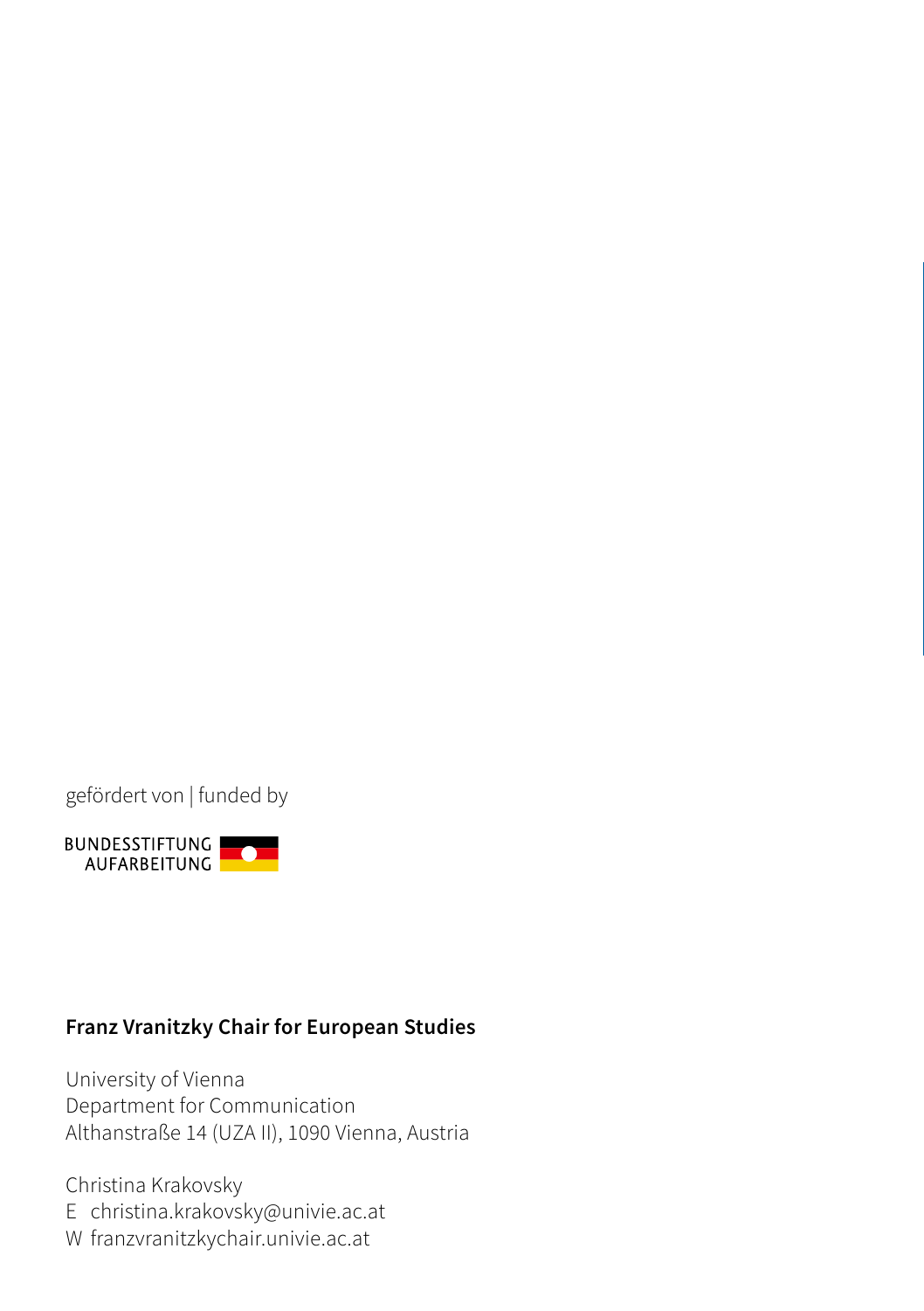gefördert von | funded by

BUNDESSTIFTUNG
AUFARBEITUNG

**Franz Vranitzky Chair for European Studies**

University of Vienna
Department for Communication
Althanstraße 14 (UZA II), 1090 Vienna, Austria

Christina Krakovsky
E christina.krakovsky@univie.ac.at
W franzvranitzkychair.univie.ac.at